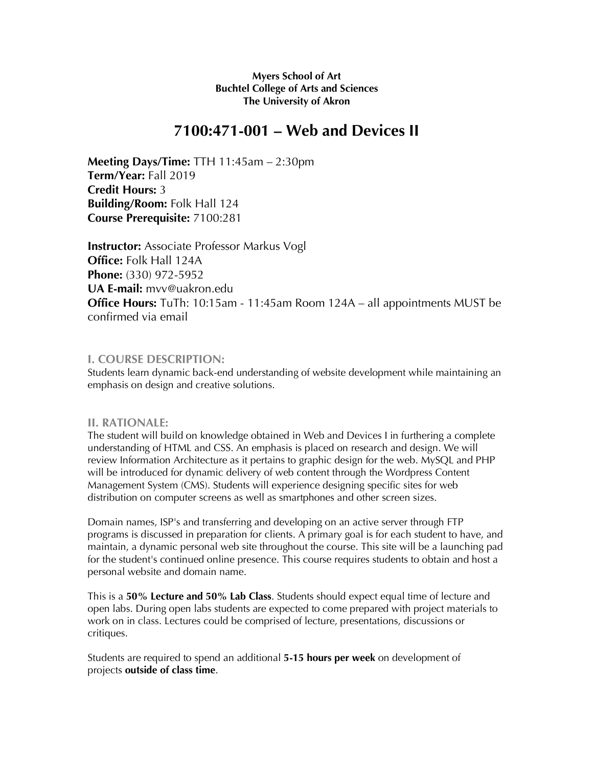**Myers School of Art**
**Buchtel College of Arts and Sciences**
**The University of Akron**

# 7100:471-001 – Web and Devices II

**Meeting Days/Time:** TTH 11:45am – 2:30pm
**Term/Year:** Fall 2019
**Credit Hours:** 3
**Building/Room:** Folk Hall 124
**Course Prerequisite:** 7100:281

**Instructor:** Associate Professor Markus Vogl
**Office:** Folk Hall 124A
**Phone:** (330) 972-5952
**UA E-mail:** mvv@uakron.edu
**Office Hours:** TuTh: 10:15am - 11:45am Room 124A – all appointments MUST be confirmed via email

## I. COURSE DESCRIPTION:

Students learn dynamic back-end understanding of website development while maintaining an emphasis on design and creative solutions.

## II. RATIONALE:

The student will build on knowledge obtained in Web and Devices I in furthering a complete understanding of HTML and CSS. An emphasis is placed on research and design. We will review Information Architecture as it pertains to graphic design for the web. MySQL and PHP will be introduced for dynamic delivery of web content through the Wordpress Content Management System (CMS). Students will experience designing specific sites for web distribution on computer screens as well as smartphones and other screen sizes.

Domain names, ISP's and transferring and developing on an active server through FTP programs is discussed in preparation for clients. A primary goal is for each student to have, and maintain, a dynamic personal web site throughout the course. This site will be a launching pad for the student's continued online presence. This course requires students to obtain and host a personal website and domain name.

This is a **50% Lecture and 50% Lab Class**. Students should expect equal time of lecture and open labs. During open labs students are expected to come prepared with project materials to work on in class. Lectures could be comprised of lecture, presentations, discussions or critiques.

Students are required to spend an additional **5-15 hours per week** on development of projects **outside of class time**.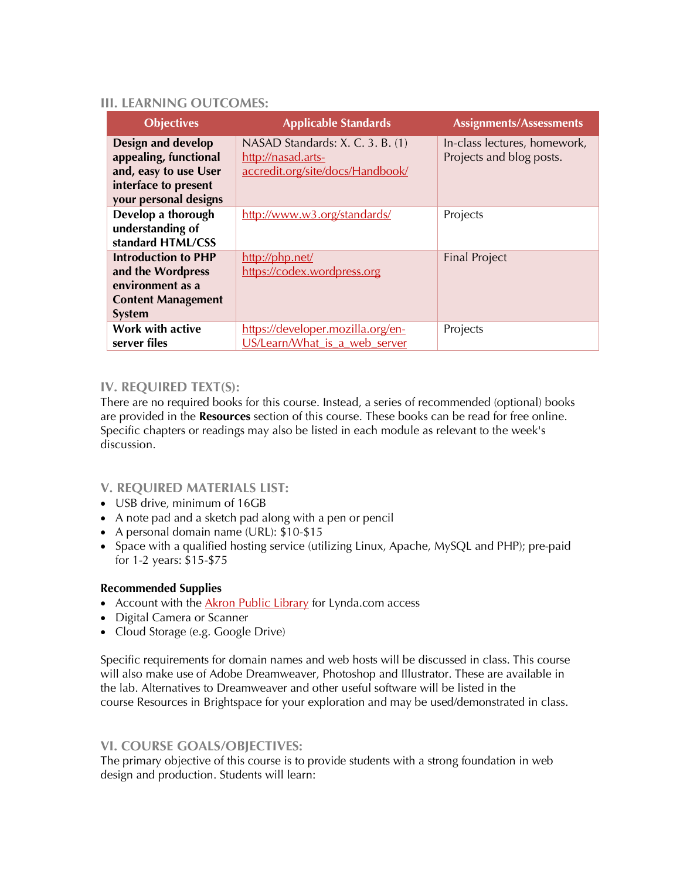## III. LEARNING OUTCOMES:

| Objectives | Applicable Standards | Assignments/Assessments |
| --- | --- | --- |
| **Design and develop appealing, functional and, easy to use User interface to present your personal designs** | NASAD Standards: X. C. 3. B. (1) http://nasad.arts-accredit.org/site/docs/Handbook/ | In-class lectures, homework, Projects and blog posts. |
| **Develop a thorough understanding of standard HTML/CSS** | http://www.w3.org/standards/ | Projects |
| **Introduction to PHP and the Wordpress environment as a Content Management System** | http://php.net/ https://codex.wordpress.org | Final Project |
| **Work with active server files** | https://developer.mozilla.org/en-US/Learn/What_is_a_web_server | Projects |

## IV. REQUIRED TEXT(S):

There are no required books for this course. Instead, a series of recommended (optional) books are provided in the **Resources** section of this course. These books can be read for free online. Specific chapters or readings may also be listed in each module as relevant to the week's discussion.

## V. REQUIRED MATERIALS LIST:

- USB drive, minimum of 16GB
- A note pad and a sketch pad along with a pen or pencil
- A personal domain name (URL): $10-$15
- Space with a qualified hosting service (utilizing Linux, Apache, MySQL and PHP); pre-paid for 1-2 years: $15-$75

**Recommended Supplies**

- Account with the Akron Public Library for Lynda.com access
- Digital Camera or Scanner
- Cloud Storage (e.g. Google Drive)

Specific requirements for domain names and web hosts will be discussed in class. This course will also make use of Adobe Dreamweaver, Photoshop and Illustrator. These are available in the lab. Alternatives to Dreamweaver and other useful software will be listed in the course Resources in Brightspace for your exploration and may be used/demonstrated in class.

## VI. COURSE GOALS/OBJECTIVES:

The primary objective of this course is to provide students with a strong foundation in web design and production. Students will learn: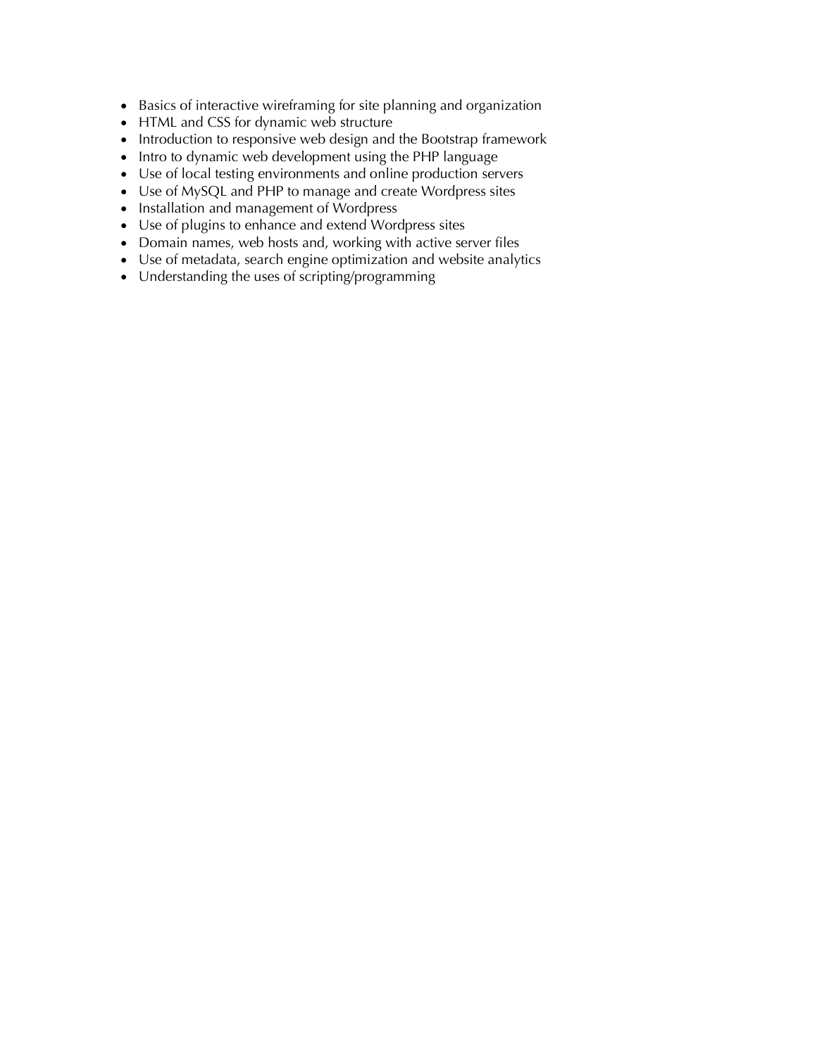- Basics of interactive wireframing for site planning and organization
- HTML and CSS for dynamic web structure
- Introduction to responsive web design and the Bootstrap framework
- Intro to dynamic web development using the PHP language
- Use of local testing environments and online production servers
- Use of MySQL and PHP to manage and create Wordpress sites
- Installation and management of Wordpress
- Use of plugins to enhance and extend Wordpress sites
- Domain names, web hosts and, working with active server files
- Use of metadata, search engine optimization and website analytics
- Understanding the uses of scripting/programming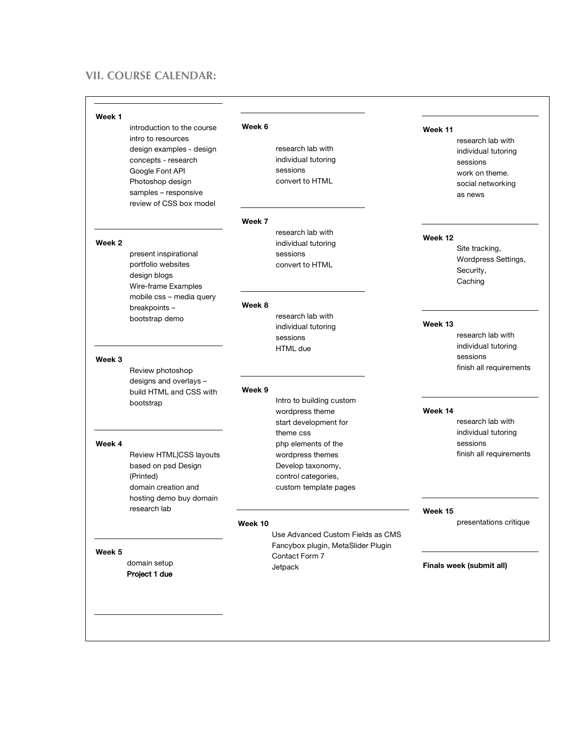## VII. COURSE CALENDAR:

**Week 1**

introduction to the course
intro to resources
design examples - design concepts - research
Google Font API
Photoshop design samples – responsive
review of CSS box model

**Week 2**

present inspirational portfolio websites
design blogs
Wire-frame Examples
mobile css – media query breakpoints –
bootstrap demo

**Week 3**

Review photoshop designs and overlays –
build HTML and CSS with bootstrap

**Week 4**

Review HTML|CSS layouts based on psd Design (Printed)
domain creation and hosting demo buy domain
research lab

**Week 5**

domain setup
**Project 1 due**

**Week 6**

research lab with individual tutoring sessions
convert to HTML

**Week 7**

research lab with individual tutoring sessions
convert to HTML

**Week 8**

research lab with individual tutoring sessions
HTML due

**Week 9**

Intro to building custom wordpress theme
start development for theme css
php elements of the wordpress themes
Develop taxonomy, control categories, custom template pages

**Week 10**

Use Advanced Custom Fields as CMS
Fancybox plugin, MetaSlider Plugin
Contact Form 7
Jetpack

**Week 11**

research lab with individual tutoring sessions
work on theme.
social networking as news

**Week 12**

Site tracking,
Wordpress Settings,
Security,
Caching

**Week 13**

research lab with individual tutoring sessions
finish all requirements

**Week 14**

research lab with individual tutoring sessions
finish all requirements

**Week 15**

presentations critique

**Finals week (submit all)**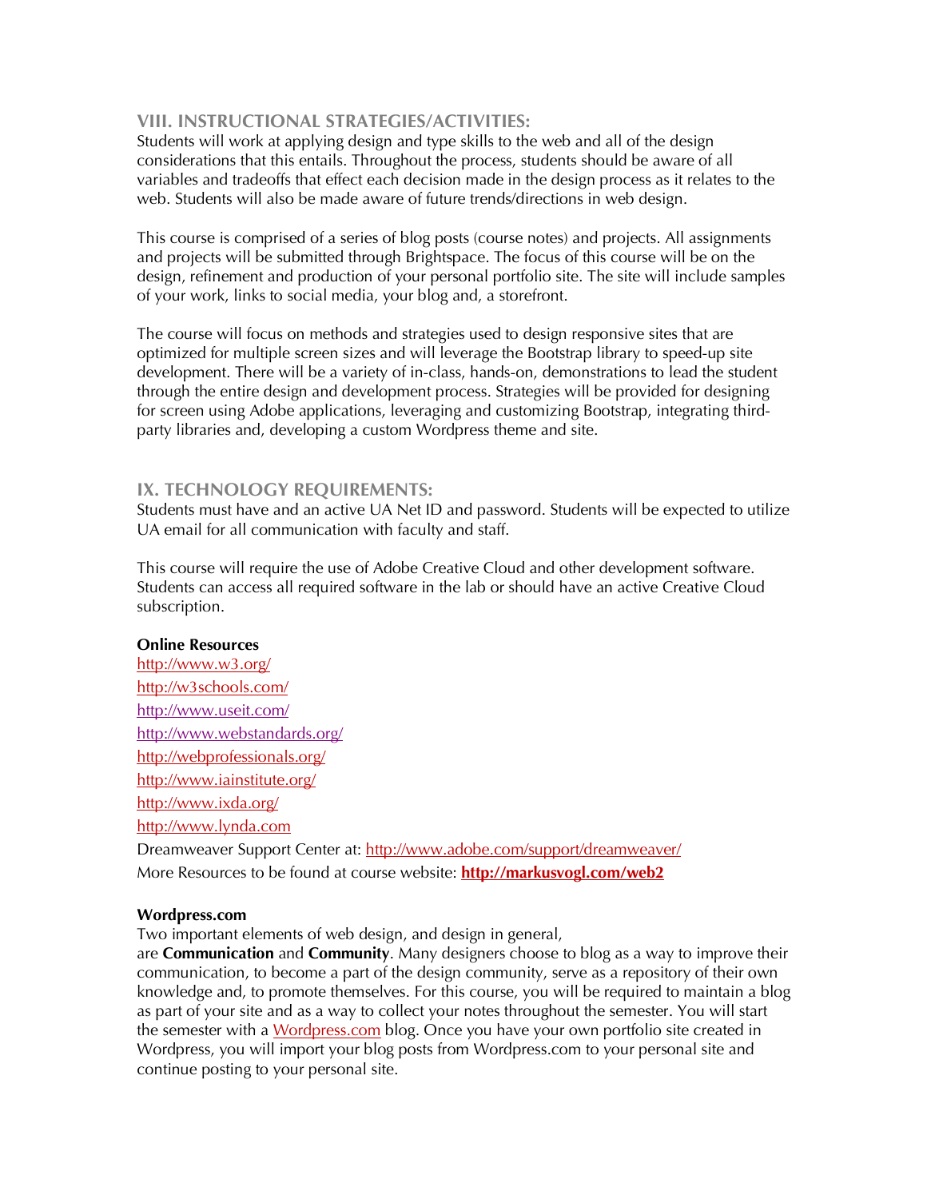## VIII. INSTRUCTIONAL STRATEGIES/ACTIVITIES:

Students will work at applying design and type skills to the web and all of the design considerations that this entails. Throughout the process, students should be aware of all variables and tradeoffs that effect each decision made in the design process as it relates to the web. Students will also be made aware of future trends/directions in web design.

This course is comprised of a series of blog posts (course notes) and projects. All assignments and projects will be submitted through Brightspace. The focus of this course will be on the design, refinement and production of your personal portfolio site. The site will include samples of your work, links to social media, your blog and, a storefront.

The course will focus on methods and strategies used to design responsive sites that are optimized for multiple screen sizes and will leverage the Bootstrap library to speed-up site development. There will be a variety of in-class, hands-on, demonstrations to lead the student through the entire design and development process. Strategies will be provided for designing for screen using Adobe applications, leveraging and customizing Bootstrap, integrating third-party libraries and, developing a custom Wordpress theme and site.

## IX. TECHNOLOGY REQUIREMENTS:

Students must have and an active UA Net ID and password. Students will be expected to utilize UA email for all communication with faculty and staff.

This course will require the use of Adobe Creative Cloud and other development software. Students can access all required software in the lab or should have an active Creative Cloud subscription.

**Online Resources**

http://www.w3.org/
http://w3schools.com/
http://www.useit.com/
http://www.webstandards.org/
http://webprofessionals.org/
http://www.iainstitute.org/
http://www.ixda.org/
http://www.lynda.com
Dreamweaver Support Center at: http://www.adobe.com/support/dreamweaver/
More Resources to be found at course website: **http://markusvogl.com/web2**

**Wordpress.com**

Two important elements of web design, and design in general, are **Communication** and **Community**. Many designers choose to blog as a way to improve their communication, to become a part of the design community, serve as a repository of their own knowledge and, to promote themselves. For this course, you will be required to maintain a blog as part of your site and as a way to collect your notes throughout the semester. You will start the semester with a Wordpress.com blog. Once you have your own portfolio site created in Wordpress, you will import your blog posts from Wordpress.com to your personal site and continue posting to your personal site.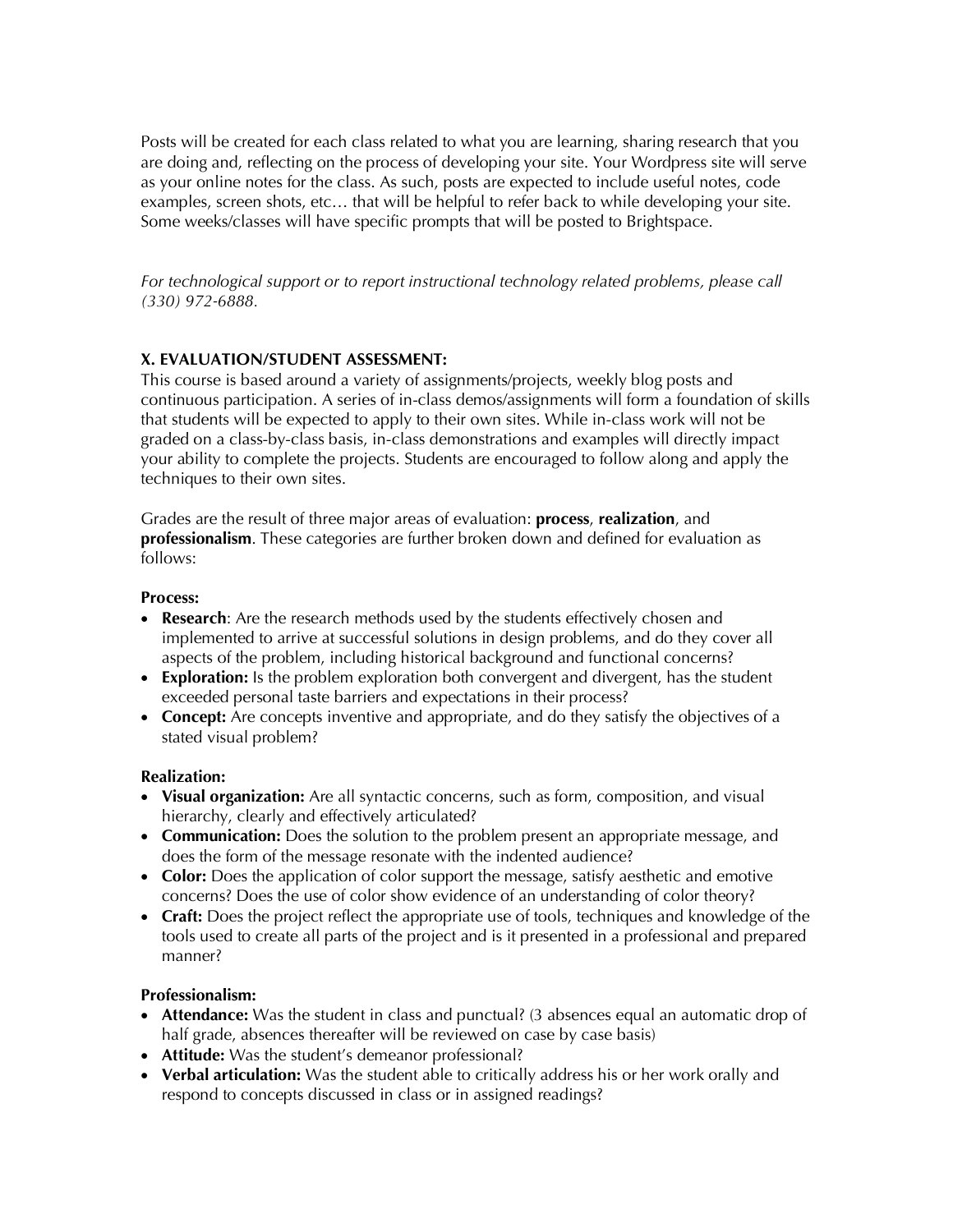Posts will be created for each class related to what you are learning, sharing research that you are doing and, reflecting on the process of developing your site. Your Wordpress site will serve as your online notes for the class. As such, posts are expected to include useful notes, code examples, screen shots, etc… that will be helpful to refer back to while developing your site. Some weeks/classes will have specific prompts that will be posted to Brightspace.

*For technological support or to report instructional technology related problems, please call (330) 972-6888.*

**X. EVALUATION/STUDENT ASSESSMENT:**

This course is based around a variety of assignments/projects, weekly blog posts and continuous participation. A series of in-class demos/assignments will form a foundation of skills that students will be expected to apply to their own sites. While in-class work will not be graded on a class-by-class basis, in-class demonstrations and examples will directly impact your ability to complete the projects. Students are encouraged to follow along and apply the techniques to their own sites.

Grades are the result of three major areas of evaluation: **process**, **realization**, and **professionalism**. These categories are further broken down and defined for evaluation as follows:

**Process:**

- **Research**: Are the research methods used by the students effectively chosen and implemented to arrive at successful solutions in design problems, and do they cover all aspects of the problem, including historical background and functional concerns?
- **Exploration:** Is the problem exploration both convergent and divergent, has the student exceeded personal taste barriers and expectations in their process?
- **Concept:** Are concepts inventive and appropriate, and do they satisfy the objectives of a stated visual problem?

**Realization:**

- **Visual organization:** Are all syntactic concerns, such as form, composition, and visual hierarchy, clearly and effectively articulated?
- **Communication:** Does the solution to the problem present an appropriate message, and does the form of the message resonate with the indented audience?
- **Color:** Does the application of color support the message, satisfy aesthetic and emotive concerns? Does the use of color show evidence of an understanding of color theory?
- **Craft:** Does the project reflect the appropriate use of tools, techniques and knowledge of the tools used to create all parts of the project and is it presented in a professional and prepared manner?

**Professionalism:**

- **Attendance:** Was the student in class and punctual? (3 absences equal an automatic drop of half grade, absences thereafter will be reviewed on case by case basis)
- **Attitude:** Was the student's demeanor professional?
- **Verbal articulation:** Was the student able to critically address his or her work orally and respond to concepts discussed in class or in assigned readings?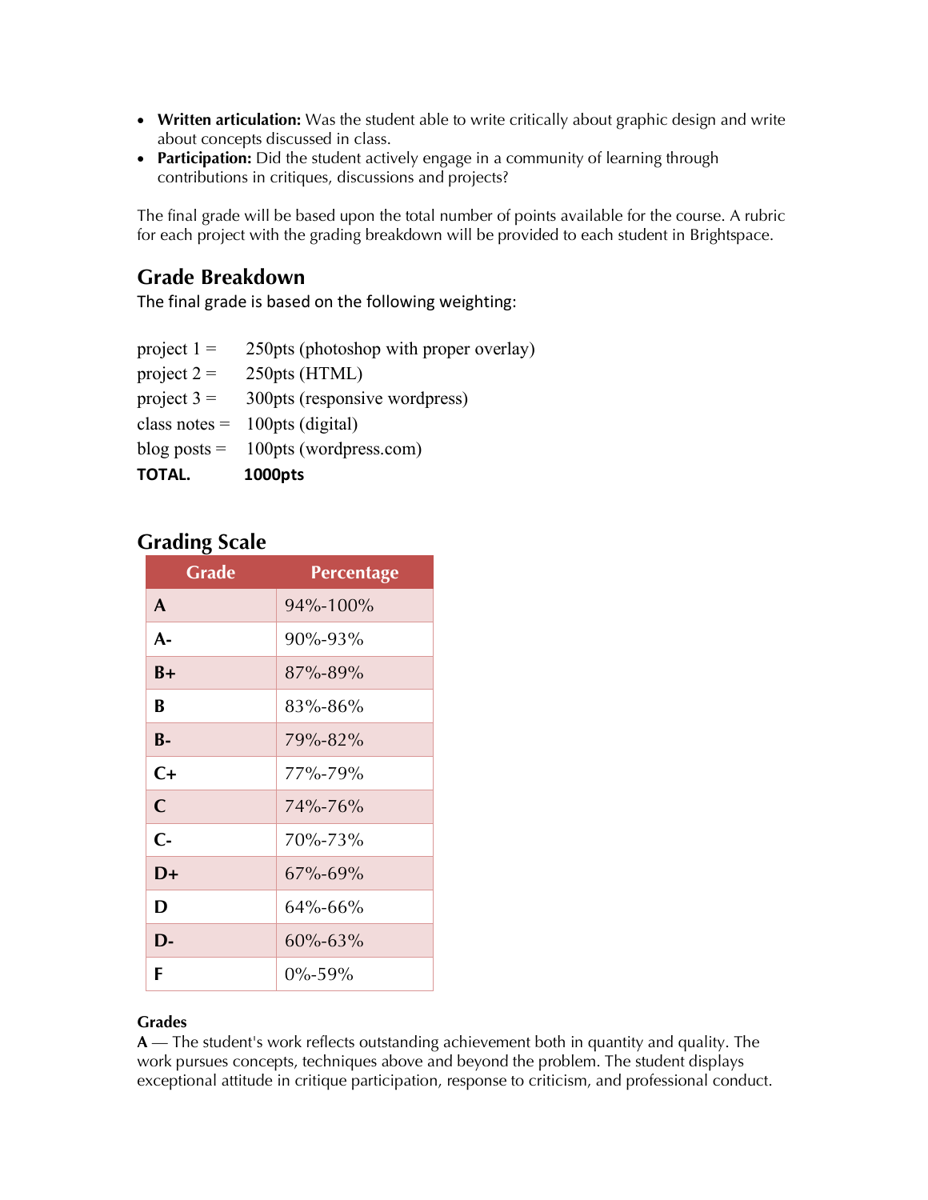- **Written articulation:** Was the student able to write critically about graphic design and write about concepts discussed in class.
- **Participation:** Did the student actively engage in a community of learning through contributions in critiques, discussions and projects?

The final grade will be based upon the total number of points available for the course. A rubric for each project with the grading breakdown will be provided to each student in Brightspace.

## Grade Breakdown

The final grade is based on the following weighting:

project 1 = 250pts (photoshop with proper overlay)
project 2 = 250pts (HTML)
project 3 = 300pts (responsive wordpress)
class notes = 100pts (digital)
blog posts = 100pts (wordpress.com)
**TOTAL. 1000pts**

## Grading Scale

| Grade | Percentage |
|---|---|
| **A** | 94%-100% |
| **A-** | 90%-93% |
| **B+** | 87%-89% |
| **B** | 83%-86% |
| **B-** | 79%-82% |
| **C+** | 77%-79% |
| **C** | 74%-76% |
| **C-** | 70%-73% |
| **D+** | 67%-69% |
| **D** | 64%-66% |
| **D-** | 60%-63% |
| **F** | 0%-59% |

**Grades**

**A** — The student's work reflects outstanding achievement both in quantity and quality. The work pursues concepts, techniques above and beyond the problem. The student displays exceptional attitude in critique participation, response to criticism, and professional conduct.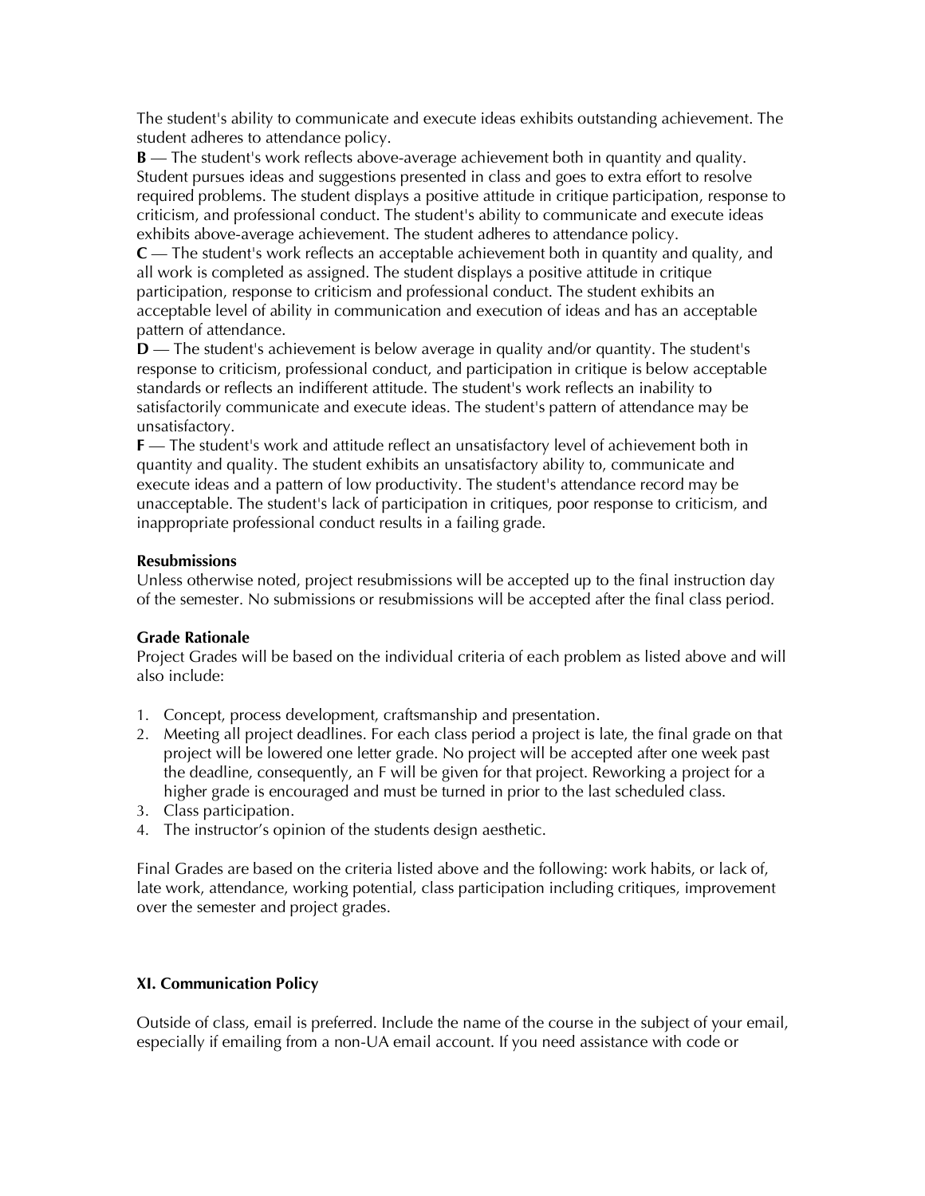The student's ability to communicate and execute ideas exhibits outstanding achievement. The student adheres to attendance policy.

**B** — The student's work reflects above-average achievement both in quantity and quality. Student pursues ideas and suggestions presented in class and goes to extra effort to resolve required problems. The student displays a positive attitude in critique participation, response to criticism, and professional conduct. The student's ability to communicate and execute ideas exhibits above-average achievement. The student adheres to attendance policy.

**C** — The student's work reflects an acceptable achievement both in quantity and quality, and all work is completed as assigned. The student displays a positive attitude in critique participation, response to criticism and professional conduct. The student exhibits an acceptable level of ability in communication and execution of ideas and has an acceptable pattern of attendance.

**D** — The student's achievement is below average in quality and/or quantity. The student's response to criticism, professional conduct, and participation in critique is below acceptable standards or reflects an indifferent attitude. The student's work reflects an inability to satisfactorily communicate and execute ideas. The student's pattern of attendance may be unsatisfactory.

**F** — The student's work and attitude reflect an unsatisfactory level of achievement both in quantity and quality. The student exhibits an unsatisfactory ability to, communicate and execute ideas and a pattern of low productivity. The student's attendance record may be unacceptable. The student's lack of participation in critiques, poor response to criticism, and inappropriate professional conduct results in a failing grade.

**Resubmissions**

Unless otherwise noted, project resubmissions will be accepted up to the final instruction day of the semester. No submissions or resubmissions will be accepted after the final class period.

**Grade Rationale**

Project Grades will be based on the individual criteria of each problem as listed above and will also include:

1. Concept, process development, craftsmanship and presentation.
2. Meeting all project deadlines. For each class period a project is late, the final grade on that project will be lowered one letter grade. No project will be accepted after one week past the deadline, consequently, an F will be given for that project. Reworking a project for a higher grade is encouraged and must be turned in prior to the last scheduled class.
3. Class participation.
4. The instructor's opinion of the students design aesthetic.

Final Grades are based on the criteria listed above and the following: work habits, or lack of, late work, attendance, working potential, class participation including critiques, improvement over the semester and project grades.

**XI. Communication Policy**

Outside of class, email is preferred. Include the name of the course in the subject of your email, especially if emailing from a non-UA email account. If you need assistance with code or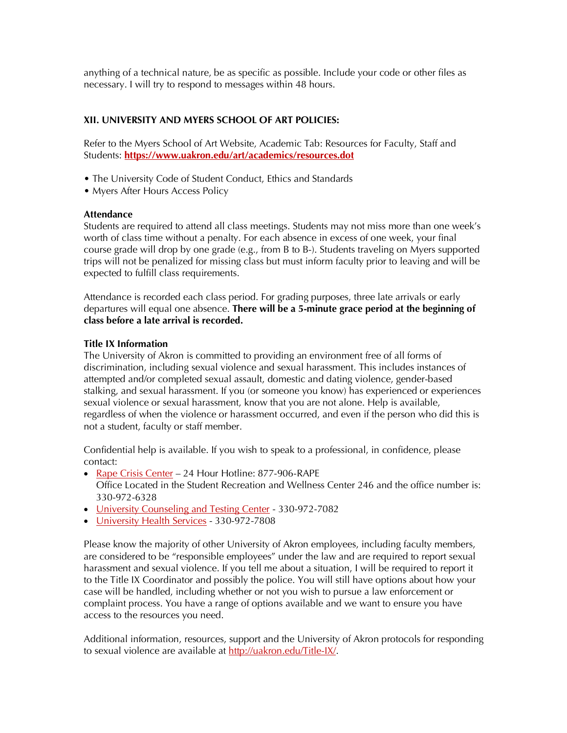anything of a technical nature, be as specific as possible. Include your code or other files as necessary. I will try to respond to messages within 48 hours.

## XII. UNIVERSITY AND MYERS SCHOOL OF ART POLICIES:

Refer to the Myers School of Art Website, Academic Tab: Resources for Faculty, Staff and Students: **https://www.uakron.edu/art/academics/resources.dot**

- The University Code of Student Conduct, Ethics and Standards
- Myers After Hours Access Policy

### Attendance

Students are required to attend all class meetings. Students may not miss more than one week's worth of class time without a penalty. For each absence in excess of one week, your final course grade will drop by one grade (e.g., from B to B-). Students traveling on Myers supported trips will not be penalized for missing class but must inform faculty prior to leaving and will be expected to fulfill class requirements.

Attendance is recorded each class period. For grading purposes, three late arrivals or early departures will equal one absence. **There will be a 5-minute grace period at the beginning of class before a late arrival is recorded.**

### Title IX Information

The University of Akron is committed to providing an environment free of all forms of discrimination, including sexual violence and sexual harassment. This includes instances of attempted and/or completed sexual assault, domestic and dating violence, gender-based stalking, and sexual harassment. If you (or someone you know) has experienced or experiences sexual violence or sexual harassment, know that you are not alone. Help is available, regardless of when the violence or harassment occurred, and even if the person who did this is not a student, faculty or staff member.

Confidential help is available. If you wish to speak to a professional, in confidence, please contact:

- Rape Crisis Center – 24 Hour Hotline: 877-906-RAPE
  Office Located in the Student Recreation and Wellness Center 246 and the office number is: 330-972-6328
- University Counseling and Testing Center - 330-972-7082
- University Health Services - 330-972-7808

Please know the majority of other University of Akron employees, including faculty members, are considered to be "responsible employees" under the law and are required to report sexual harassment and sexual violence. If you tell me about a situation, I will be required to report it to the Title IX Coordinator and possibly the police. You will still have options about how your case will be handled, including whether or not you wish to pursue a law enforcement or complaint process. You have a range of options available and we want to ensure you have access to the resources you need.

Additional information, resources, support and the University of Akron protocols for responding to sexual violence are available at http://uakron.edu/Title-IX/.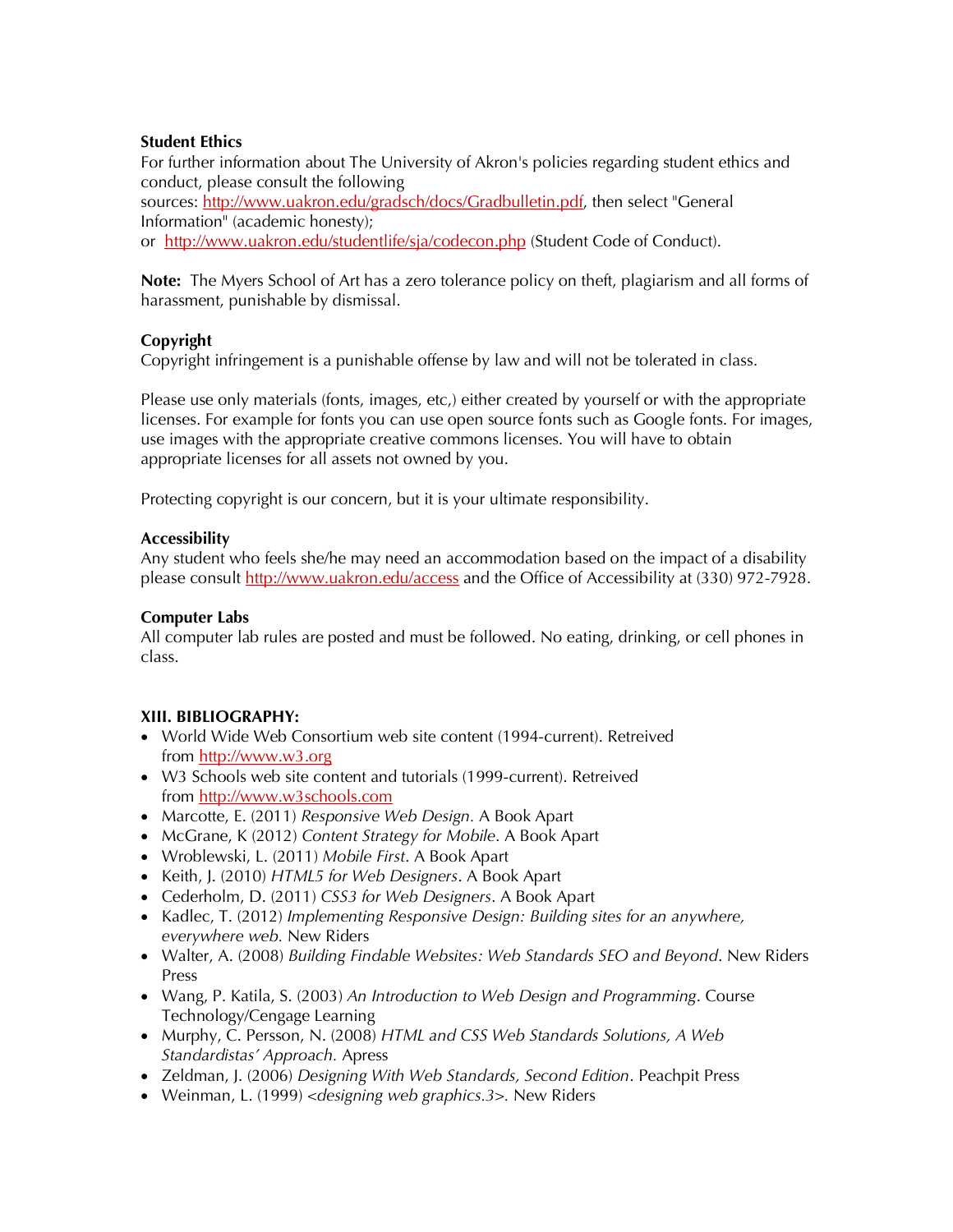**Student Ethics**
For further information about The University of Akron's policies regarding student ethics and conduct, please consult the following sources: [http://www.uakron.edu/gradsch/docs/Gradbulletin.pdf](http://www.uakron.edu/gradsch/docs/Gradbulletin.pdf), then select "General Information" (academic honesty);
or [http://www.uakron.edu/studentlife/sja/codecon.php](http://www.uakron.edu/studentlife/sja/codecon.php) (Student Code of Conduct).

**Note:** The Myers School of Art has a zero tolerance policy on theft, plagiarism and all forms of harassment, punishable by dismissal.

**Copyright**
Copyright infringement is a punishable offense by law and will not be tolerated in class.

Please use only materials (fonts, images, etc,) either created by yourself or with the appropriate licenses. For example for fonts you can use open source fonts such as Google fonts. For images, use images with the appropriate creative commons licenses. You will have to obtain appropriate licenses for all assets not owned by you.

Protecting copyright is our concern, but it is your ultimate responsibility.

**Accessibility**
Any student who feels she/he may need an accommodation based on the impact of a disability please consult [http://www.uakron.edu/access](http://www.uakron.edu/access) and the Office of Accessibility at (330) 972-7928.

**Computer Labs**
All computer lab rules are posted and must be followed. No eating, drinking, or cell phones in class.

**XIII. BIBLIOGRAPHY:**

- World Wide Web Consortium web site content (1994-current). Retreived from [http://www.w3.org](http://www.w3.org)
- W3 Schools web site content and tutorials (1999-current). Retreived from [http://www.w3schools.com](http://www.w3schools.com)
- Marcotte, E. (2011) *Responsive Web Design.* A Book Apart
- McGrane, K (2012) *Content Strategy for Mobile*. A Book Apart
- Wroblewski, L. (2011) *Mobile First*. A Book Apart
- Keith, J. (2010) *HTML5 for Web Designers*. A Book Apart
- Cederholm, D. (2011) *CSS3 for Web Designers*. A Book Apart
- Kadlec, T. (2012) *Implementing Responsive Design: Building sites for an anywhere, everywhere web.* New Riders
- Walter, A. (2008) *Building Findable Websites: Web Standards SEO and Beyond*. New Riders Press
- Wang, P. Katila, S. (2003) *An Introduction to Web Design and Programming*. Course Technology/Cengage Learning
- Murphy, C. Persson, N. (2008) *HTML and CSS Web Standards Solutions, A Web Standardistas' Approach.* Apress
- Zeldman, J. (2006) *Designing With Web Standards, Second Edition*. Peachpit Press
- Weinman, L. (1999) *<designing web graphics.3>*. New Riders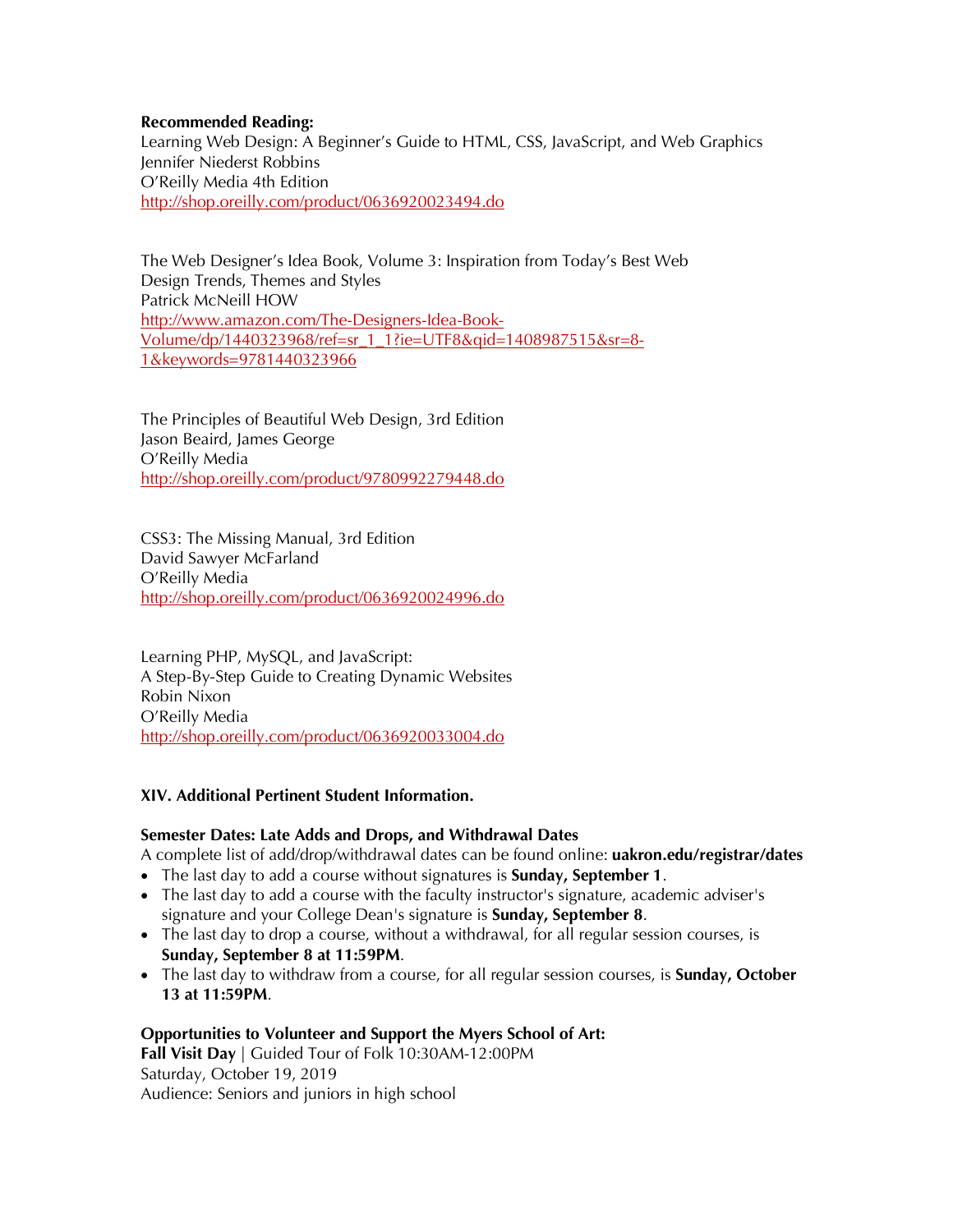**Recommended Reading:**
Learning Web Design: A Beginner's Guide to HTML, CSS, JavaScript, and Web Graphics
Jennifer Niederst Robbins
O'Reilly Media 4th Edition
http://shop.oreilly.com/product/0636920023494.do

The Web Designer's Idea Book, Volume 3: Inspiration from Today's Best Web Design Trends, Themes and Styles
Patrick McNeill HOW
http://www.amazon.com/The-Designers-Idea-Book-Volume/dp/1440323968/ref=sr_1_1?ie=UTF8&qid=1408987515&sr=8-1&keywords=9781440323966

The Principles of Beautiful Web Design, 3rd Edition
Jason Beaird, James George
O'Reilly Media
http://shop.oreilly.com/product/9780992279448.do

CSS3: The Missing Manual, 3rd Edition
David Sawyer McFarland
O'Reilly Media
http://shop.oreilly.com/product/0636920024996.do

Learning PHP, MySQL, and JavaScript:
A Step-By-Step Guide to Creating Dynamic Websites
Robin Nixon
O'Reilly Media
http://shop.oreilly.com/product/0636920033004.do

**XIV. Additional Pertinent Student Information.**

**Semester Dates: Late Adds and Drops, and Withdrawal Dates**
A complete list of add/drop/withdrawal dates can be found online: **uakron.edu/registrar/dates**

- The last day to add a course without signatures is **Sunday, September 1**.
- The last day to add a course with the faculty instructor's signature, academic adviser's signature and your College Dean's signature is **Sunday, September 8**.
- The last day to drop a course, without a withdrawal, for all regular session courses, is **Sunday, September 8 at 11:59PM**.
- The last day to withdraw from a course, for all regular session courses, is **Sunday, October 13 at 11:59PM**.

**Opportunities to Volunteer and Support the Myers School of Art:**
**Fall Visit Day** | Guided Tour of Folk 10:30AM-12:00PM
Saturday, October 19, 2019
Audience: Seniors and juniors in high school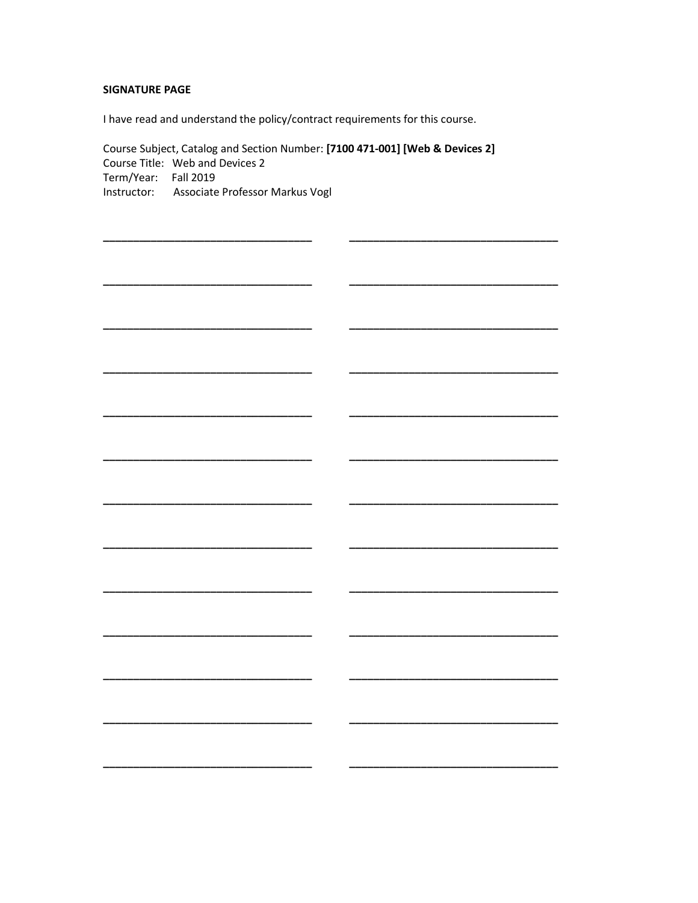**SIGNATURE PAGE**

I have read and understand the policy/contract requirements for this course.

Course Subject, Catalog and Section Number: **[7100 471-001] [Web & Devices 2]**
Course Title: Web and Devices 2
Term/Year: Fall 2019
Instructor: Associate Professor Markus Vogl

| | |
|---|---|
| ______________________________ | ______________________________ |
| ______________________________ | ______________________________ |
| ______________________________ | ______________________________ |
| ______________________________ | ______________________________ |
| ______________________________ | ______________________________ |
| ______________________________ | ______________________________ |
| ______________________________ | ______________________________ |
| ______________________________ | ______________________________ |
| ______________________________ | ______________________________ |
| ______________________________ | ______________________________ |
| ______________________________ | ______________________________ |
| ______________________________ | ______________________________ |
| ______________________________ | ______________________________ |